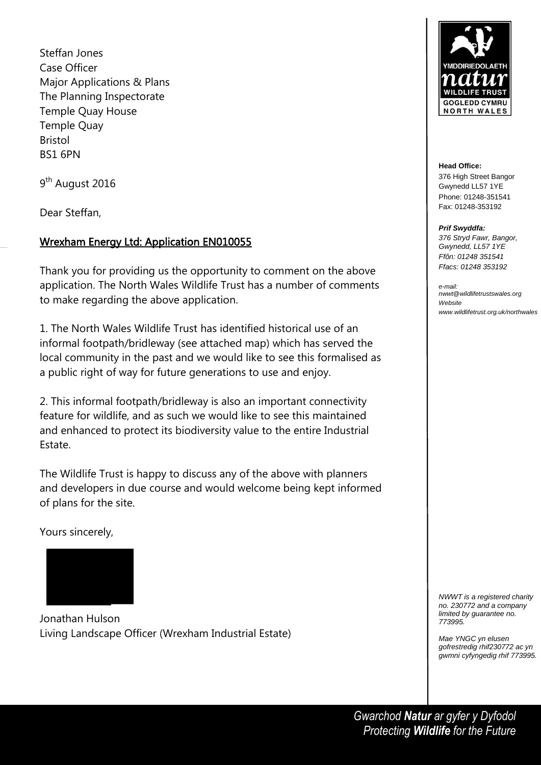Steffan Jones
Case Officer
Major Applications & Plans
The Planning Inspectorate
Temple Quay House
Temple Quay
Bristol
BS1 6PN

9th August 2016

Dear Steffan,

**Wrexham Energy Ltd: Application EN010055**

Thank you for providing us the opportunity to comment on the above application. The North Wales Wildlife Trust has a number of comments to make regarding the above application.

1. The North Wales Wildlife Trust has identified historical use of an informal footpath/bridleway (see attached map) which has served the local community in the past and we would like to see this formalised as a public right of way for future generations to use and enjoy.

2. This informal footpath/bridleway is also an important connectivity feature for wildlife, and as such we would like to see this maintained and enhanced to protect its biodiversity value to the entire Industrial Estate.

The Wildlife Trust is happy to discuss any of the above with planners and developers in due course and would welcome being kept informed of plans for the site.

Yours sincerely,

Jonathan Hulson
Living Landscape Officer (Wrexham Industrial Estate)

YMDDIRIEDOLAETH natur WILDLIFE TRUST GOGLEDD CYMRU NORTH WALES

**Head Office:**
376 High Street Bangor
Gwynedd LL57 1YE
Phone: 01248-351541
Fax: 01248-353192

***Prif Swyddfa:***
*376 Stryd Fawr, Bangor, Gwynedd, LL57 1YE*
*Ffôn: 01248 351541*
*Ffacs: 01248 353192*

*e-mail:*
*nwwt@wildlifetrustswales.org*
*Website*
*www.wildlifetrust.org.uk/northwales*

*NWWT is a registered charity no. 230772 and a company limited by guarantee no. 773995.*

*Mae YNGC yn elusen gofrestredig rhif230772 ac yn gwmni cyfyngedig rhif 773995.*

*Gwarchod **Natur** ar gyfer y Dyfodol*
*Protecting **Wildlife** for the Future*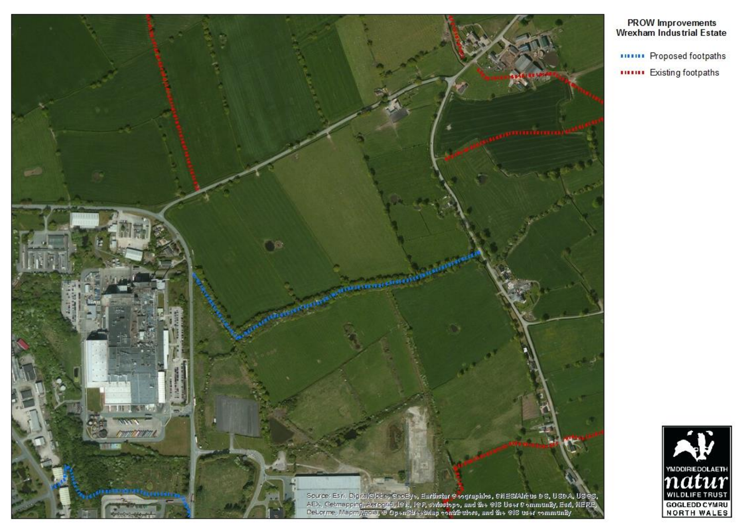**PROW Improvements Wrexham Industrial Estate**

Proposed footpaths

Existing footpaths

Source: Esri, DigitalGlobe, GeoEye, Earthstar Geographics, CNES/Airbus DS, USDA, USGS, AEX, Getmapping, Aerogrid, IGN, IGP, swisstopo, and the GIS User Community, Esri, HERE, DeLorme, MapmyIndia, © OpenStreetMap contributors, and the GIS user community

YMDDIRIEDOLAETH natur WILDLIFE TRUST GOGLEDD CYMRU NORTH WALES